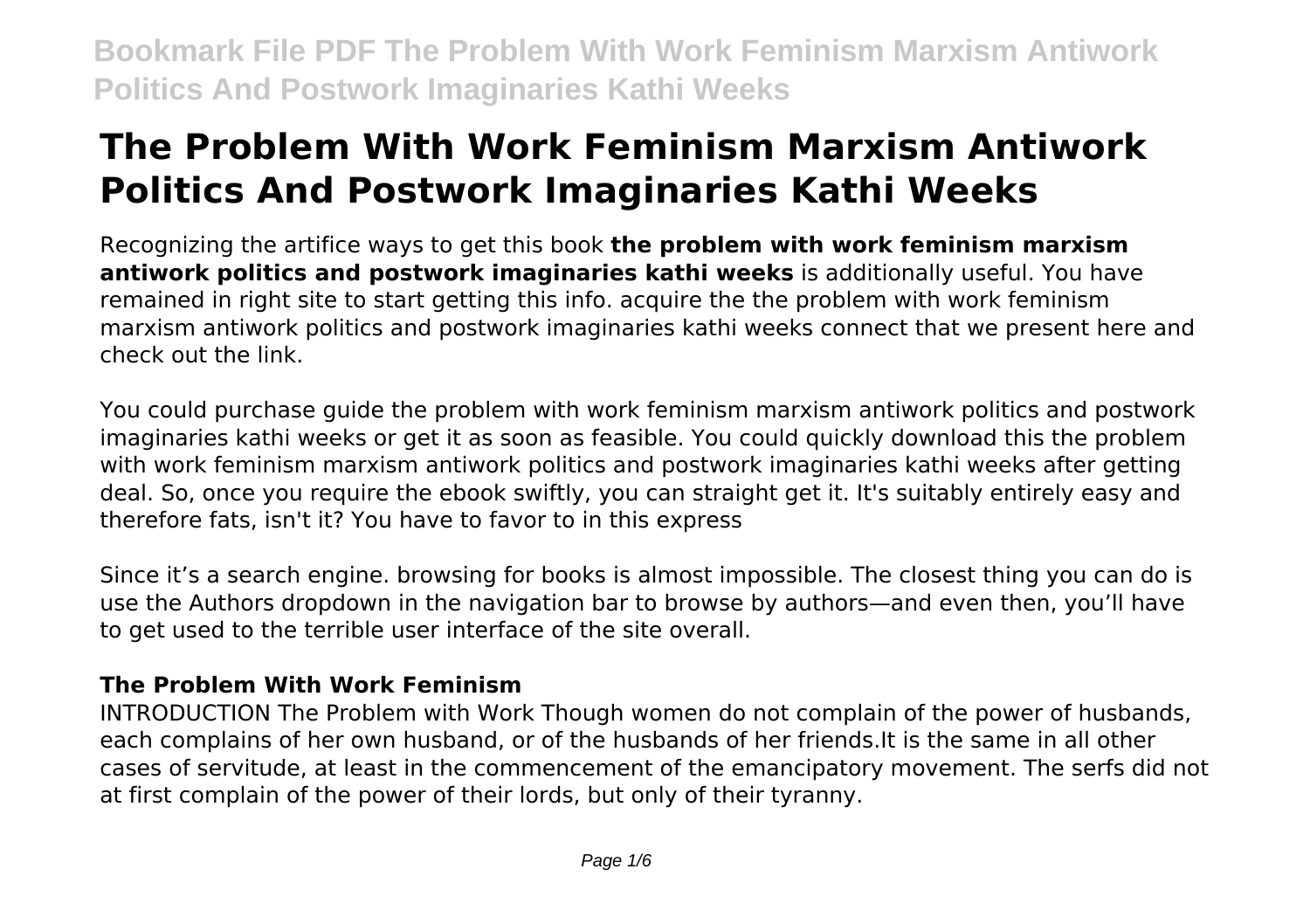# The Problem With Work Feminism Marxism Antiwork Politics And Postwork Imaginaries Kathi Weeks

Recognizing the artifice ways to get this book **the problem with work feminism marxism antiwork politics and postwork imaginaries kathi weeks** is additionally useful. You have remained in right site to start getting this info. acquire the the problem with work feminism marxism antiwork politics and postwork imaginaries kathi weeks connect that we present here and check out the link.

You could purchase guide the problem with work feminism marxism antiwork politics and postwork imaginaries kathi weeks or get it as soon as feasible. You could quickly download this the problem with work feminism marxism antiwork politics and postwork imaginaries kathi weeks after getting deal. So, once you require the ebook swiftly, you can straight get it. It's suitably entirely easy and therefore fats, isn't it? You have to favor to in this express

Since it's a search engine. browsing for books is almost impossible. The closest thing you can do is use the Authors dropdown in the navigation bar to browse by authors—and even then, you'll have to get used to the terrible user interface of the site overall.

## The Problem With Work Feminism

INTRODUCTION The Problem with Work Though women do not complain of the power of husbands, each complains of her own husband, or of the husbands of her friends.It is the same in all other cases of servitude, at least in the commencement of the emancipatory movement. The serfs did not at first complain of the power of their lords, but only of their tyranny.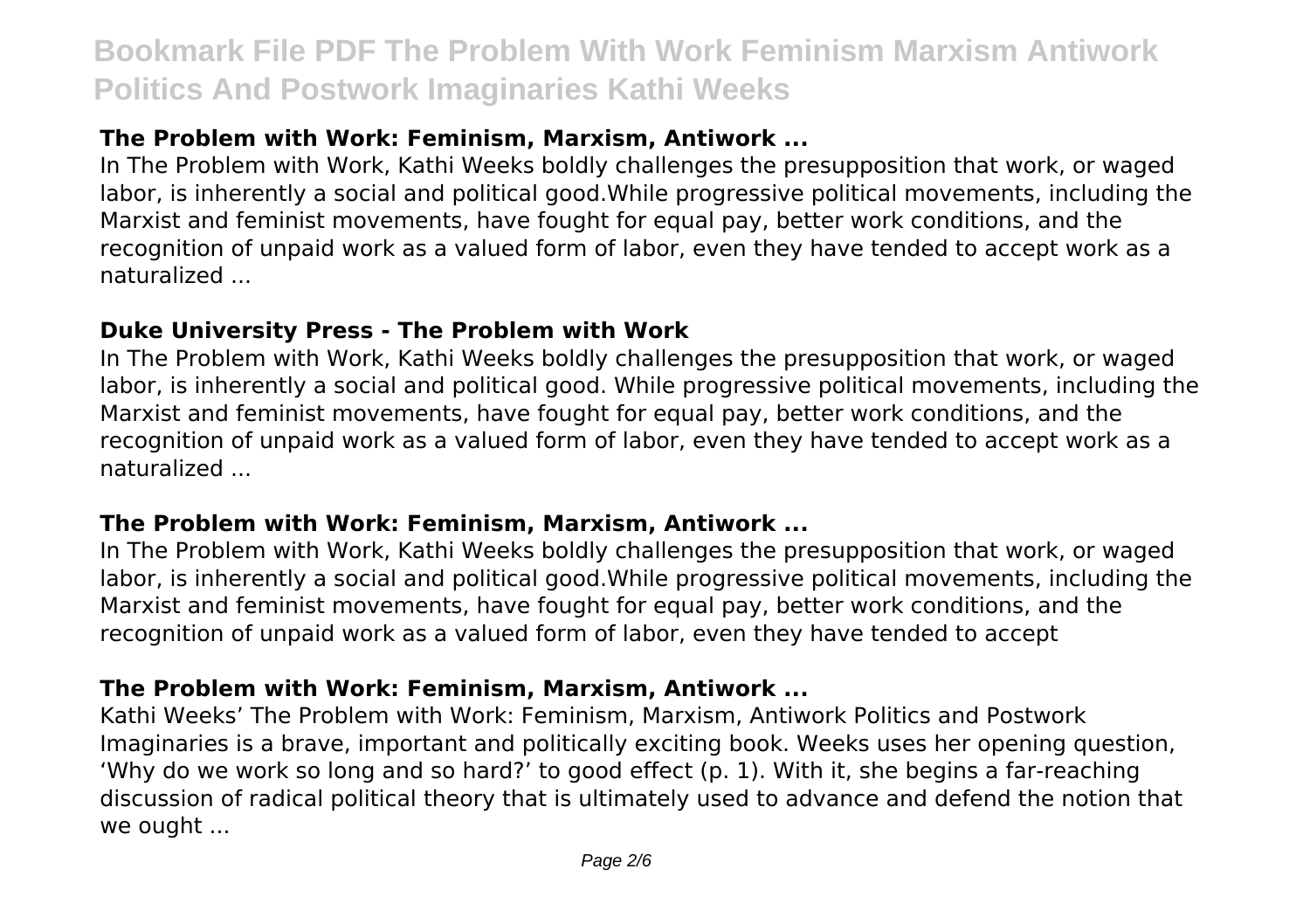### The Problem with Work: Feminism, Marxism, Antiwork ...

In The Problem with Work, Kathi Weeks boldly challenges the presupposition that work, or waged labor, is inherently a social and political good.While progressive political movements, including the Marxist and feminist movements, have fought for equal pay, better work conditions, and the recognition of unpaid work as a valued form of labor, even they have tended to accept work as a naturalized ...

### Duke University Press - The Problem with Work

In The Problem with Work, Kathi Weeks boldly challenges the presupposition that work, or waged labor, is inherently a social and political good. While progressive political movements, including the Marxist and feminist movements, have fought for equal pay, better work conditions, and the recognition of unpaid work as a valued form of labor, even they have tended to accept work as a naturalized ...

### The Problem with Work: Feminism, Marxism, Antiwork ...

In The Problem with Work, Kathi Weeks boldly challenges the presupposition that work, or waged labor, is inherently a social and political good.While progressive political movements, including the Marxist and feminist movements, have fought for equal pay, better work conditions, and the recognition of unpaid work as a valued form of labor, even they have tended to accept

### The Problem with Work: Feminism, Marxism, Antiwork ...

Kathi Weeks' The Problem with Work: Feminism, Marxism, Antiwork Politics and Postwork Imaginaries is a brave, important and politically exciting book. Weeks uses her opening question, 'Why do we work so long and so hard?' to good effect (p. 1). With it, she begins a far-reaching discussion of radical political theory that is ultimately used to advance and defend the notion that we ought ...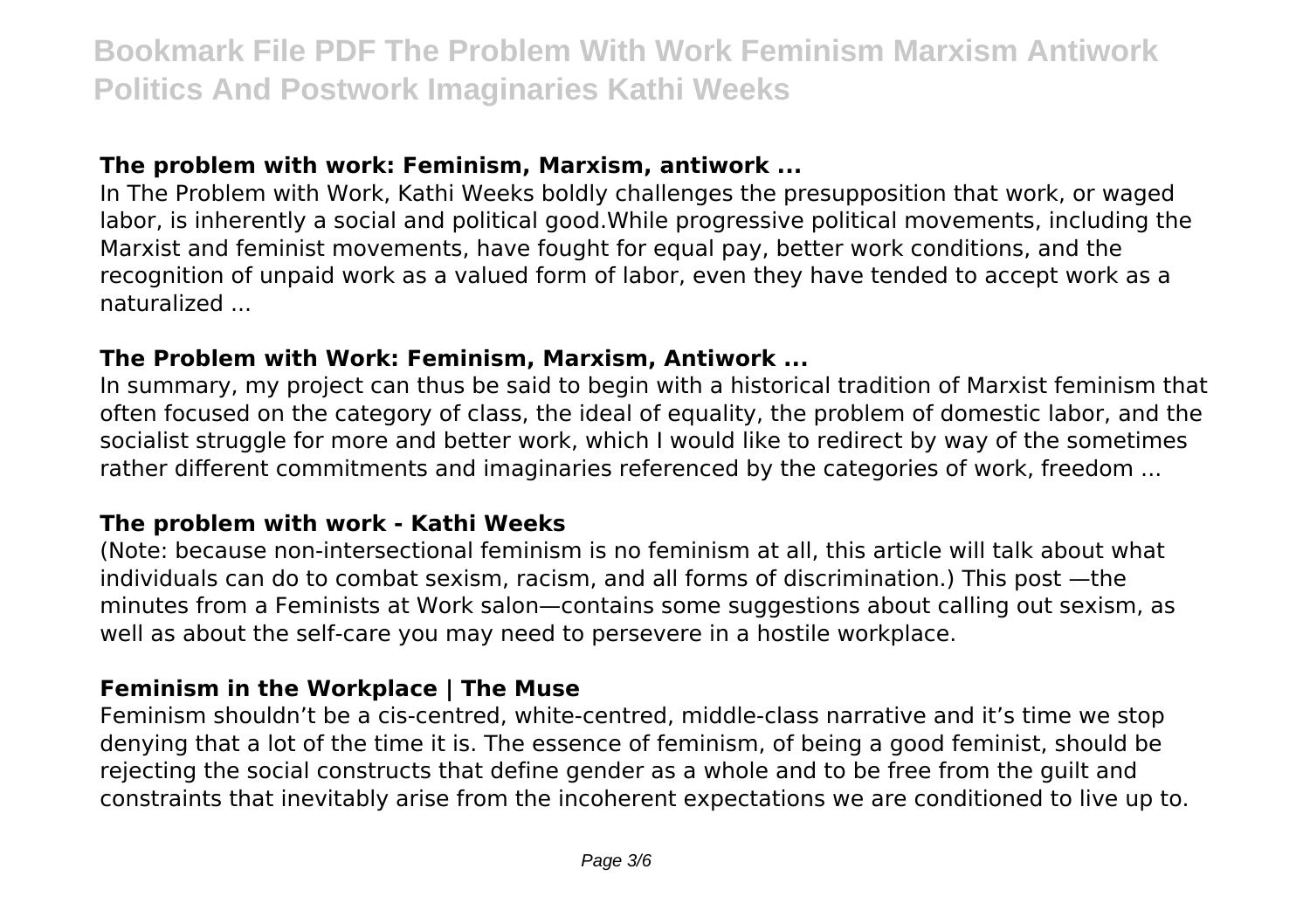### The problem with work: Feminism, Marxism, antiwork ...

In The Problem with Work, Kathi Weeks boldly challenges the presupposition that work, or waged labor, is inherently a social and political good.While progressive political movements, including the Marxist and feminist movements, have fought for equal pay, better work conditions, and the recognition of unpaid work as a valued form of labor, even they have tended to accept work as a naturalized ...

### The Problem with Work: Feminism, Marxism, Antiwork ...

In summary, my project can thus be said to begin with a historical tradition of Marxist feminism that often focused on the category of class, the ideal of equality, the problem of domestic labor, and the socialist struggle for more and better work, which I would like to redirect by way of the sometimes rather different commitments and imaginaries referenced by the categories of work, freedom ...

### The problem with work - Kathi Weeks

(Note: because non-intersectional feminism is no feminism at all, this article will talk about what individuals can do to combat sexism, racism, and all forms of discrimination.) This post —the minutes from a Feminists at Work salon—contains some suggestions about calling out sexism, as well as about the self-care you may need to persevere in a hostile workplace.

### Feminism in the Workplace | The Muse

Feminism shouldn't be a cis-centred, white-centred, middle-class narrative and it's time we stop denying that a lot of the time it is. The essence of feminism, of being a good feminist, should be rejecting the social constructs that define gender as a whole and to be free from the guilt and constraints that inevitably arise from the incoherent expectations we are conditioned to live up to.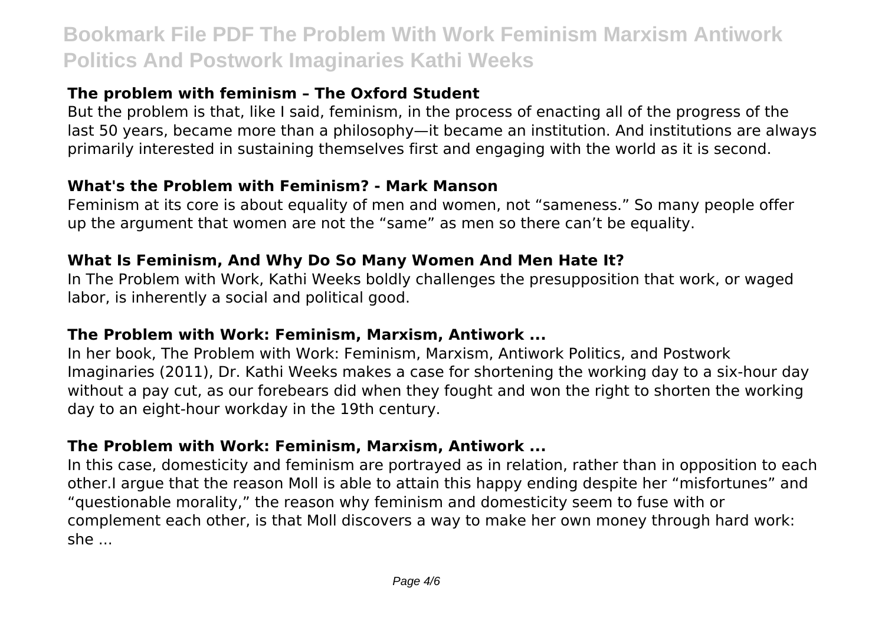### The problem with feminism – The Oxford Student

But the problem is that, like I said, feminism, in the process of enacting all of the progress of the last 50 years, became more than a philosophy—it became an institution. And institutions are always primarily interested in sustaining themselves first and engaging with the world as it is second.

### What's the Problem with Feminism? - Mark Manson

Feminism at its core is about equality of men and women, not "sameness." So many people offer up the argument that women are not the "same" as men so there can't be equality.

### What Is Feminism, And Why Do So Many Women And Men Hate It?

In The Problem with Work, Kathi Weeks boldly challenges the presupposition that work, or waged labor, is inherently a social and political good.

### The Problem with Work: Feminism, Marxism, Antiwork ...

In her book, The Problem with Work: Feminism, Marxism, Antiwork Politics, and Postwork Imaginaries (2011), Dr. Kathi Weeks makes a case for shortening the working day to a six-hour day without a pay cut, as our forebears did when they fought and won the right to shorten the working day to an eight-hour workday in the 19th century.

### The Problem with Work: Feminism, Marxism, Antiwork ...

In this case, domesticity and feminism are portrayed as in relation, rather than in opposition to each other.I argue that the reason Moll is able to attain this happy ending despite her "misfortunes" and "questionable morality," the reason why feminism and domesticity seem to fuse with or complement each other, is that Moll discovers a way to make her own money through hard work: she ...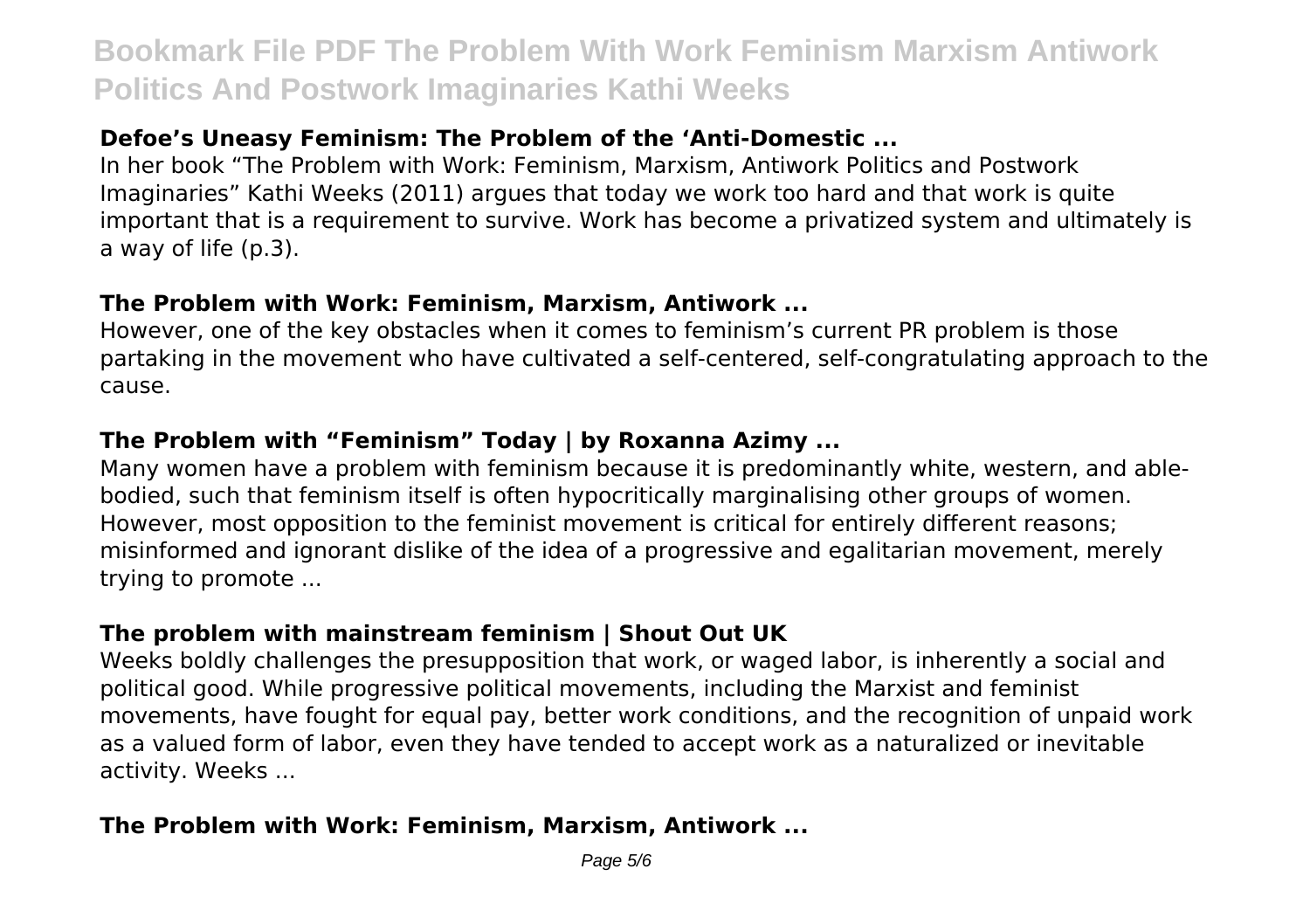### Defoe's Uneasy Feminism: The Problem of the 'Anti-Domestic ...

In her book "The Problem with Work: Feminism, Marxism, Antiwork Politics and Postwork Imaginaries" Kathi Weeks (2011) argues that today we work too hard and that work is quite important that is a requirement to survive. Work has become a privatized system and ultimately is a way of life (p.3).

### The Problem with Work: Feminism, Marxism, Antiwork ...

However, one of the key obstacles when it comes to feminism's current PR problem is those partaking in the movement who have cultivated a self-centered, self-congratulating approach to the cause.

### The Problem with "Feminism" Today | by Roxanna Azimy ...

Many women have a problem with feminism because it is predominantly white, western, and able-bodied, such that feminism itself is often hypocritically marginalising other groups of women. However, most opposition to the feminist movement is critical for entirely different reasons; misinformed and ignorant dislike of the idea of a progressive and egalitarian movement, merely trying to promote ...

### The problem with mainstream feminism | Shout Out UK

Weeks boldly challenges the presupposition that work, or waged labor, is inherently a social and political good. While progressive political movements, including the Marxist and feminist movements, have fought for equal pay, better work conditions, and the recognition of unpaid work as a valued form of labor, even they have tended to accept work as a naturalized or inevitable activity. Weeks ...

### The Problem with Work: Feminism, Marxism, Antiwork ...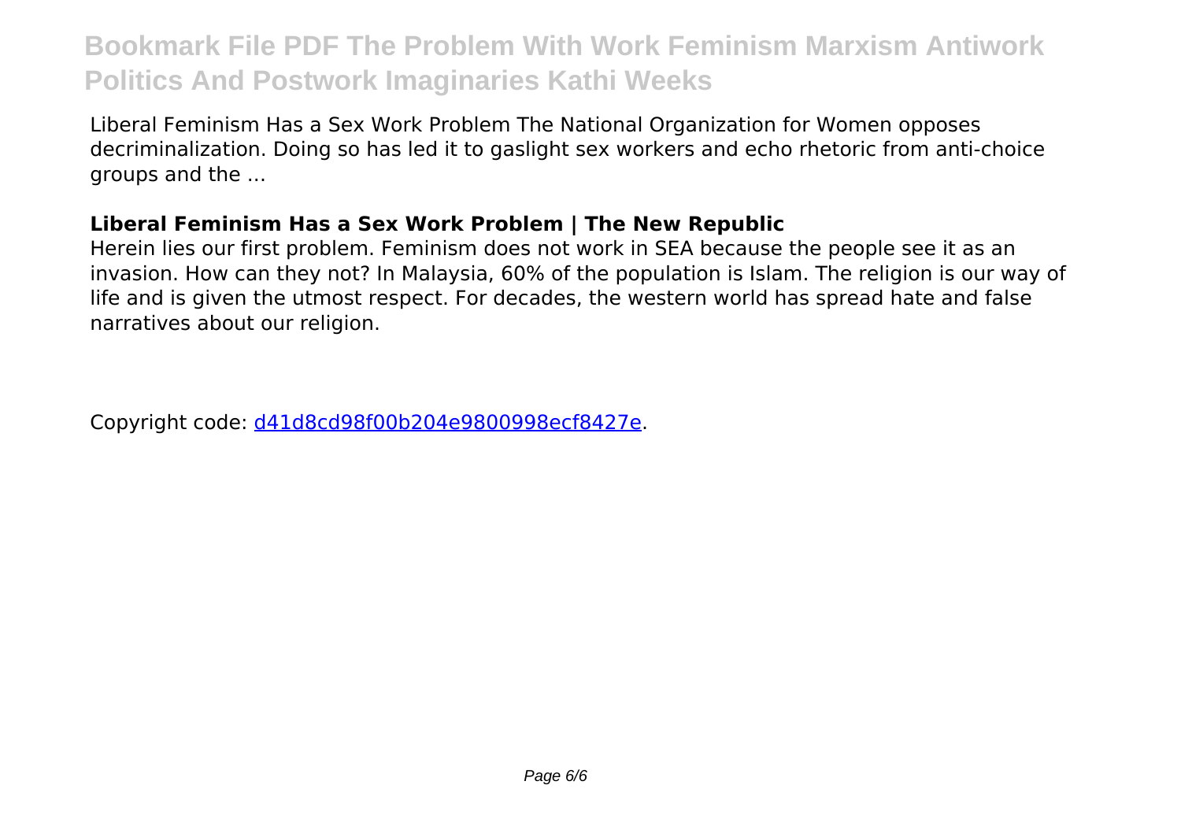Liberal Feminism Has a Sex Work Problem The National Organization for Women opposes decriminalization. Doing so has led it to gaslight sex workers and echo rhetoric from anti-choice groups and the ...

**Liberal Feminism Has a Sex Work Problem | The New Republic**

Herein lies our first problem. Feminism does not work in SEA because the people see it as an invasion. How can they not? In Malaysia, 60% of the population is Islam. The religion is our way of life and is given the utmost respect. For decades, the western world has spread hate and false narratives about our religion.

Copyright code: d41d8cd98f00b204e9800998ecf8427e.